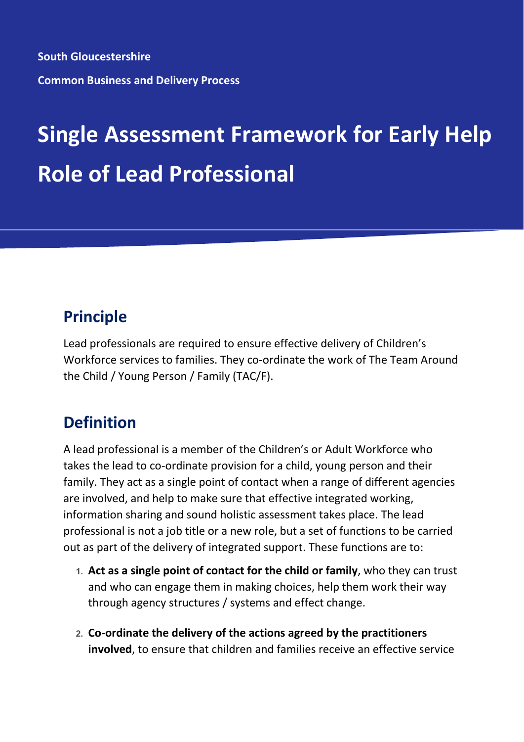South Gloucestershire

Common Business and Delivery Process

# Single Assessment Framework for Early Help

# Role of Lead Professional

## Principle

Lead professionals are required to ensure effective delivery of Children's Workforce services to families. They co-ordinate the work of The Team Around the Child / Young Person / Family (TAC/F).

## Definition

A lead professional is a member of the Children's or Adult Workforce who takes the lead to co-ordinate provision for a child, young person and their family. They act as a single point of contact when a range of different agencies are involved, and help to make sure that effective integrated working, information sharing and sound holistic assessment takes place. The lead professional is not a job title or a new role, but a set of functions to be carried out as part of the delivery of integrated support. These functions are to:

1. **Act as a single point of contact for the child or family**, who they can trust and who can engage them in making choices, help them work their way through agency structures / systems and effect change.

2. **Co-ordinate the delivery of the actions agreed by the practitioners involved**, to ensure that children and families receive an effective service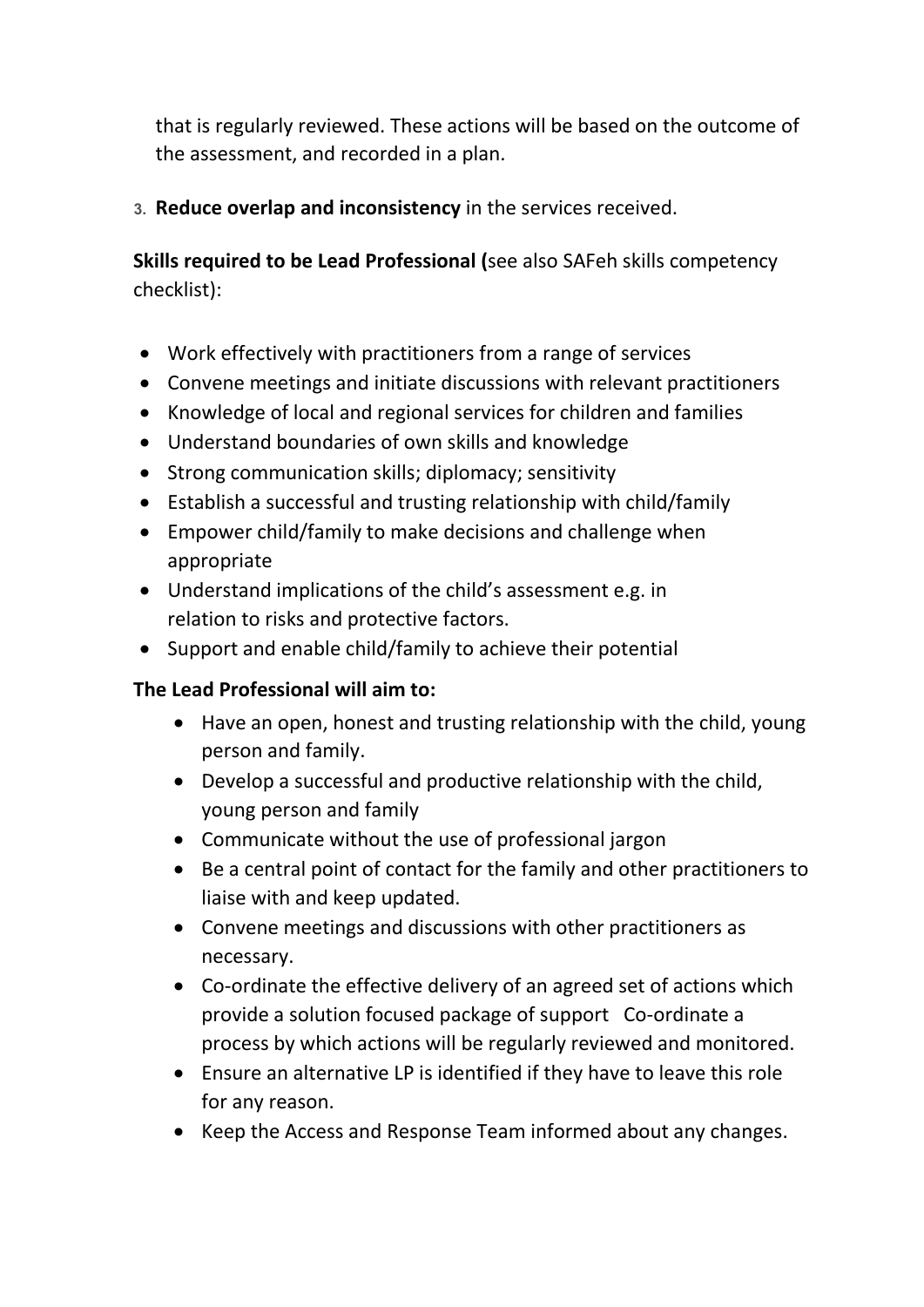that is regularly reviewed. These actions will be based on the outcome of the assessment, and recorded in a plan.

3. **Reduce overlap and inconsistency** in the services received.

**Skills required to be Lead Professional (**see also SAFeh skills competency checklist):

- Work effectively with practitioners from a range of services
- Convene meetings and initiate discussions with relevant practitioners
- Knowledge of local and regional services for children and families
- Understand boundaries of own skills and knowledge
- Strong communication skills; diplomacy; sensitivity
- Establish a successful and trusting relationship with child/family
- Empower child/family to make decisions and challenge when appropriate
- Understand implications of the child's assessment e.g. in relation to risks and protective factors.
- Support and enable child/family to achieve their potential

**The Lead Professional will aim to:**

- Have an open, honest and trusting relationship with the child, young person and family.
- Develop a successful and productive relationship with the child, young person and family
- Communicate without the use of professional jargon
- Be a central point of contact for the family and other practitioners to liaise with and keep updated.
- Convene meetings and discussions with other practitioners as necessary.
- Co-ordinate the effective delivery of an agreed set of actions which provide a solution focused package of support Co-ordinate a process by which actions will be regularly reviewed and monitored.
- Ensure an alternative LP is identified if they have to leave this role for any reason.
- Keep the Access and Response Team informed about any changes.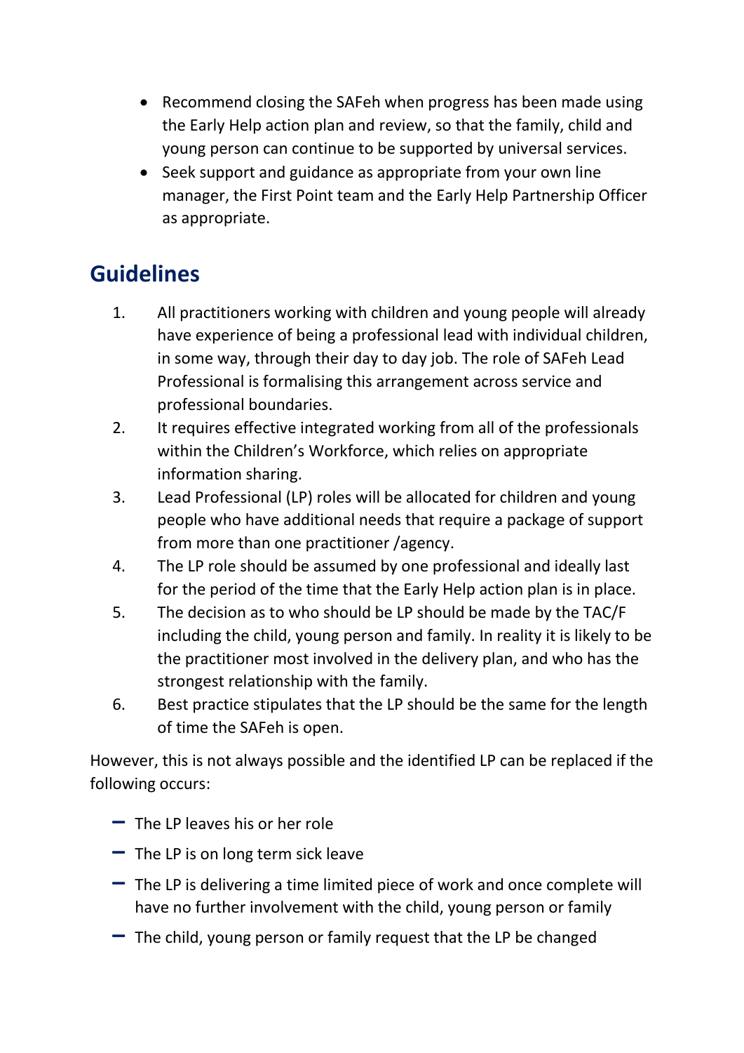- Recommend closing the SAFeh when progress has been made using the Early Help action plan and review, so that the family, child and young person can continue to be supported by universal services.
- Seek support and guidance as appropriate from your own line manager, the First Point team and the Early Help Partnership Officer as appropriate.

## Guidelines

1. All practitioners working with children and young people will already have experience of being a professional lead with individual children, in some way, through their day to day job. The role of SAFeh Lead Professional is formalising this arrangement across service and professional boundaries.
2. It requires effective integrated working from all of the professionals within the Children's Workforce, which relies on appropriate information sharing.
3. Lead Professional (LP) roles will be allocated for children and young people who have additional needs that require a package of support from more than one practitioner /agency.
4. The LP role should be assumed by one professional and ideally last for the period of the time that the Early Help action plan is in place.
5. The decision as to who should be LP should be made by the TAC/F including the child, young person and family. In reality it is likely to be the practitioner most involved in the delivery plan, and who has the strongest relationship with the family.
6. Best practice stipulates that the LP should be the same for the length of time the SAFeh is open.

However, this is not always possible and the identified LP can be replaced if the following occurs:

- The LP leaves his or her role
- The LP is on long term sick leave
- The LP is delivering a time limited piece of work and once complete will have no further involvement with the child, young person or family
- The child, young person or family request that the LP be changed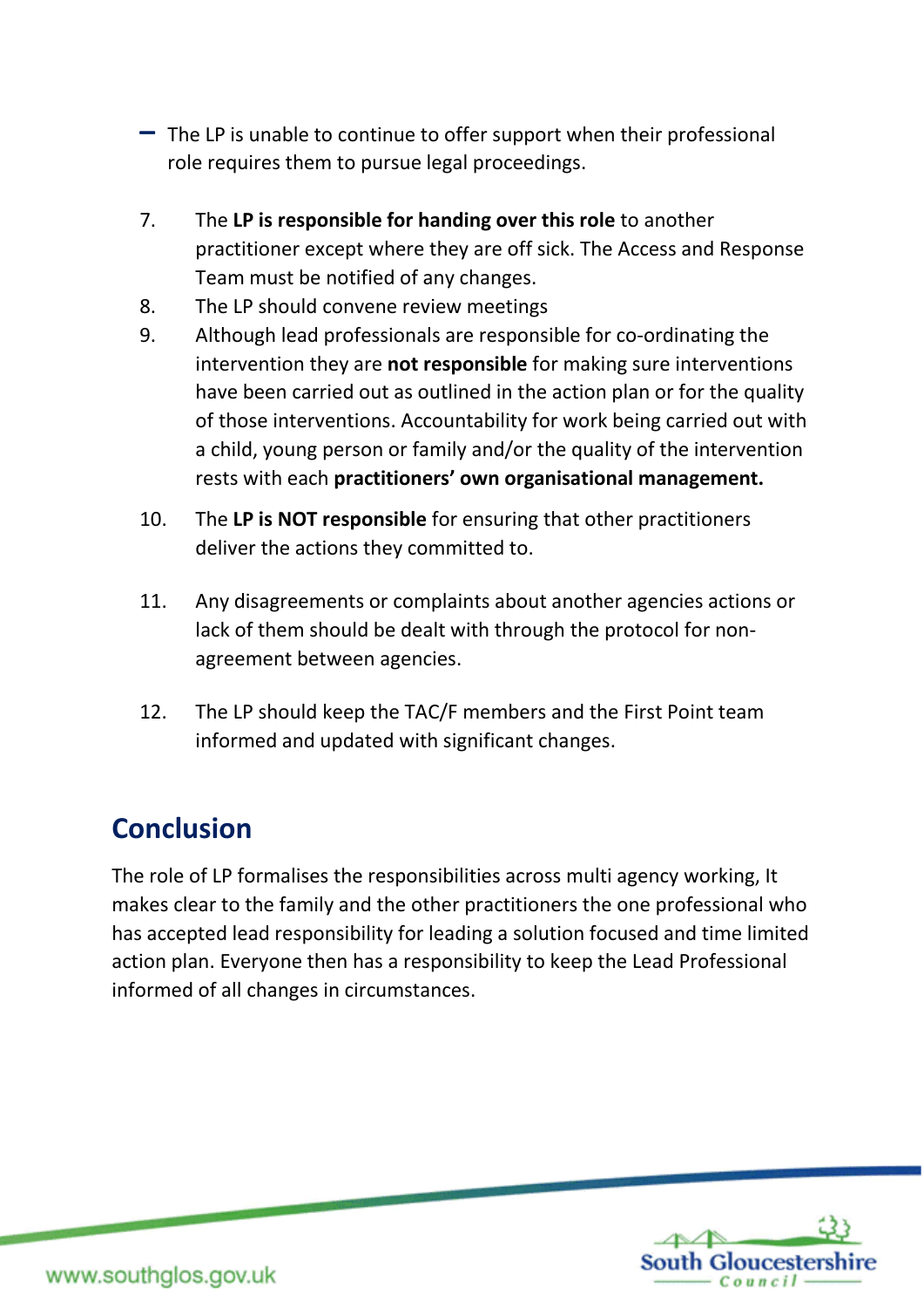- The LP is unable to continue to offer support when their professional role requires them to pursue legal proceedings.

7. The **LP is responsible for handing over this role** to another practitioner except where they are off sick. The Access and Response Team must be notified of any changes.
8. The LP should convene review meetings
9. Although lead professionals are responsible for co-ordinating the intervention they are **not responsible** for making sure interventions have been carried out as outlined in the action plan or for the quality of those interventions. Accountability for work being carried out with a child, young person or family and/or the quality of the intervention rests with each **practitioners' own organisational management.**
10. The **LP is NOT responsible** for ensuring that other practitioners deliver the actions they committed to.
11. Any disagreements or complaints about another agencies actions or lack of them should be dealt with through the protocol for non-agreement between agencies.
12. The LP should keep the TAC/F members and the First Point team informed and updated with significant changes.

## Conclusion

The role of LP formalises the responsibilities across multi agency working, It makes clear to the family and the other practitioners the one professional who has accepted lead responsibility for leading a solution focused and time limited action plan. Everyone then has a responsibility to keep the Lead Professional informed of all changes in circumstances.